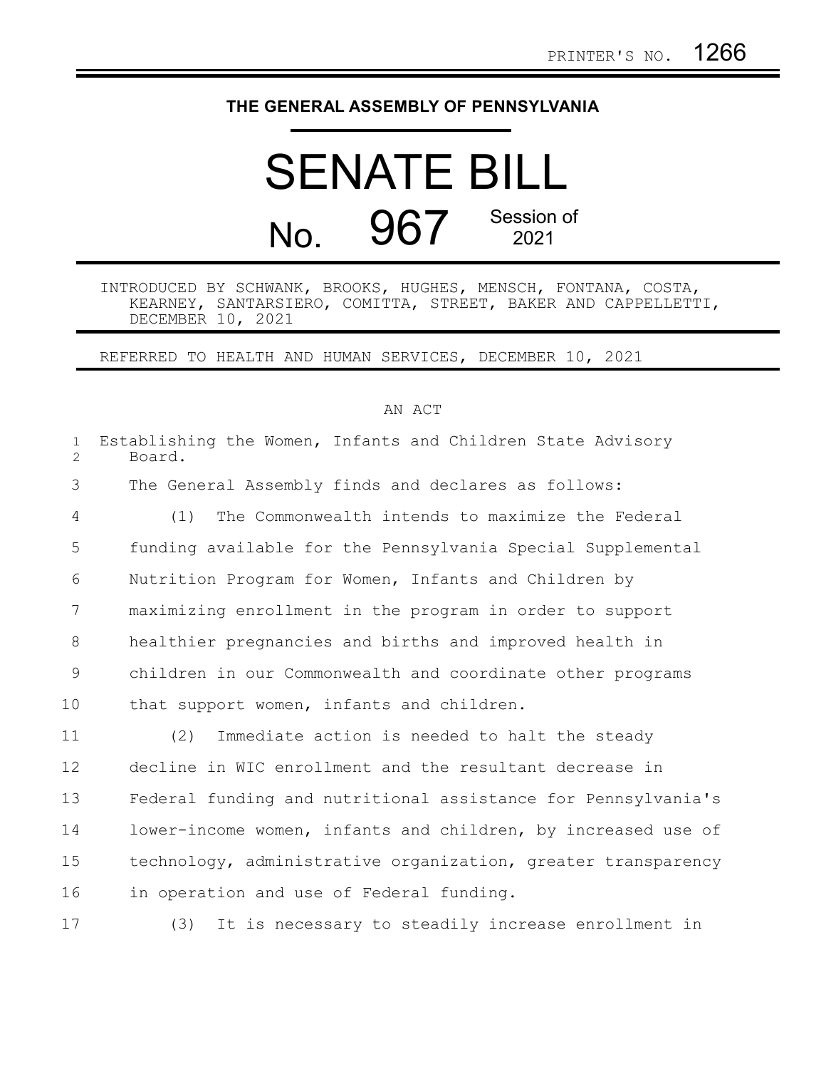PRINTER'S NO. 1266

# THE GENERAL ASSEMBLY OF PENNSYLVANIA

# SENATE BILL

## No. 967 Session of 2021

INTRODUCED BY SCHWANK, BROOKS, HUGHES, MENSCH, FONTANA, COSTA, KEARNEY, SANTARSIERO, COMITTA, STREET, BAKER AND CAPPELLETTI, DECEMBER 10, 2021

REFERRED TO HEALTH AND HUMAN SERVICES, DECEMBER 10, 2021

AN ACT

Establishing the Women, Infants and Children State Advisory Board.

The General Assembly finds and declares as follows:

(1) The Commonwealth intends to maximize the Federal funding available for the Pennsylvania Special Supplemental Nutrition Program for Women, Infants and Children by maximizing enrollment in the program in order to support healthier pregnancies and births and improved health in children in our Commonwealth and coordinate other programs that support women, infants and children.

(2) Immediate action is needed to halt the steady decline in WIC enrollment and the resultant decrease in Federal funding and nutritional assistance for Pennsylvania's lower-income women, infants and children, by increased use of technology, administrative organization, greater transparency in operation and use of Federal funding.

(3) It is necessary to steadily increase enrollment in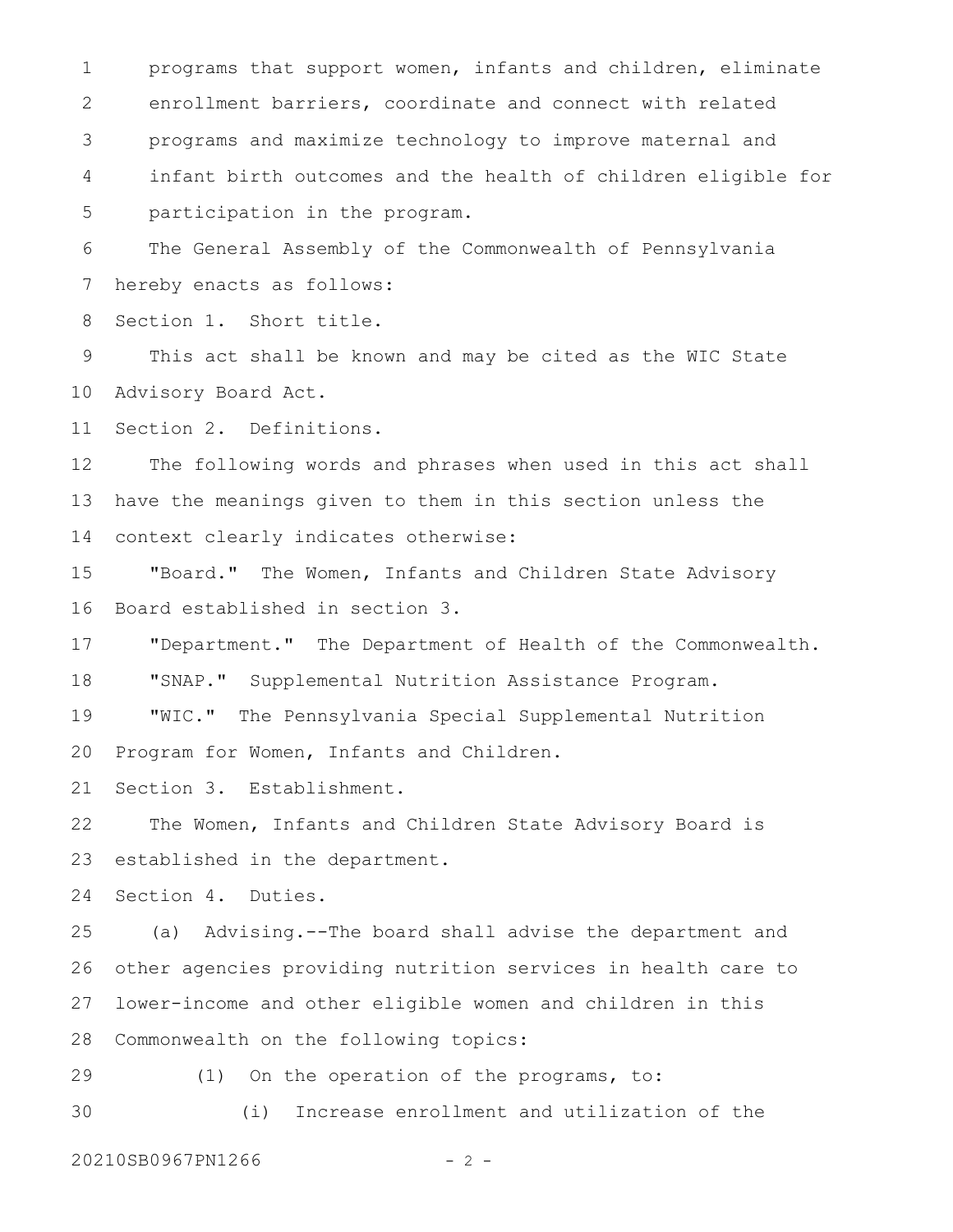programs that support women, infants and children, eliminate enrollment barriers, coordinate and connect with related programs and maximize technology to improve maternal and infant birth outcomes and the health of children eligible for participation in the program.

The General Assembly of the Commonwealth of Pennsylvania hereby enacts as follows:

Section 1. Short title.

This act shall be known and may be cited as the WIC State Advisory Board Act.

Section 2. Definitions.

The following words and phrases when used in this act shall have the meanings given to them in this section unless the context clearly indicates otherwise:

"Board." The Women, Infants and Children State Advisory Board established in section 3.

"Department." The Department of Health of the Commonwealth.

"SNAP." Supplemental Nutrition Assistance Program.

"WIC." The Pennsylvania Special Supplemental Nutrition Program for Women, Infants and Children.

Section 3. Establishment.

The Women, Infants and Children State Advisory Board is established in the department.

Section 4. Duties.

(a) Advising.--The board shall advise the department and other agencies providing nutrition services in health care to lower-income and other eligible women and children in this Commonwealth on the following topics:

(1) On the operation of the programs, to:

(i) Increase enrollment and utilization of the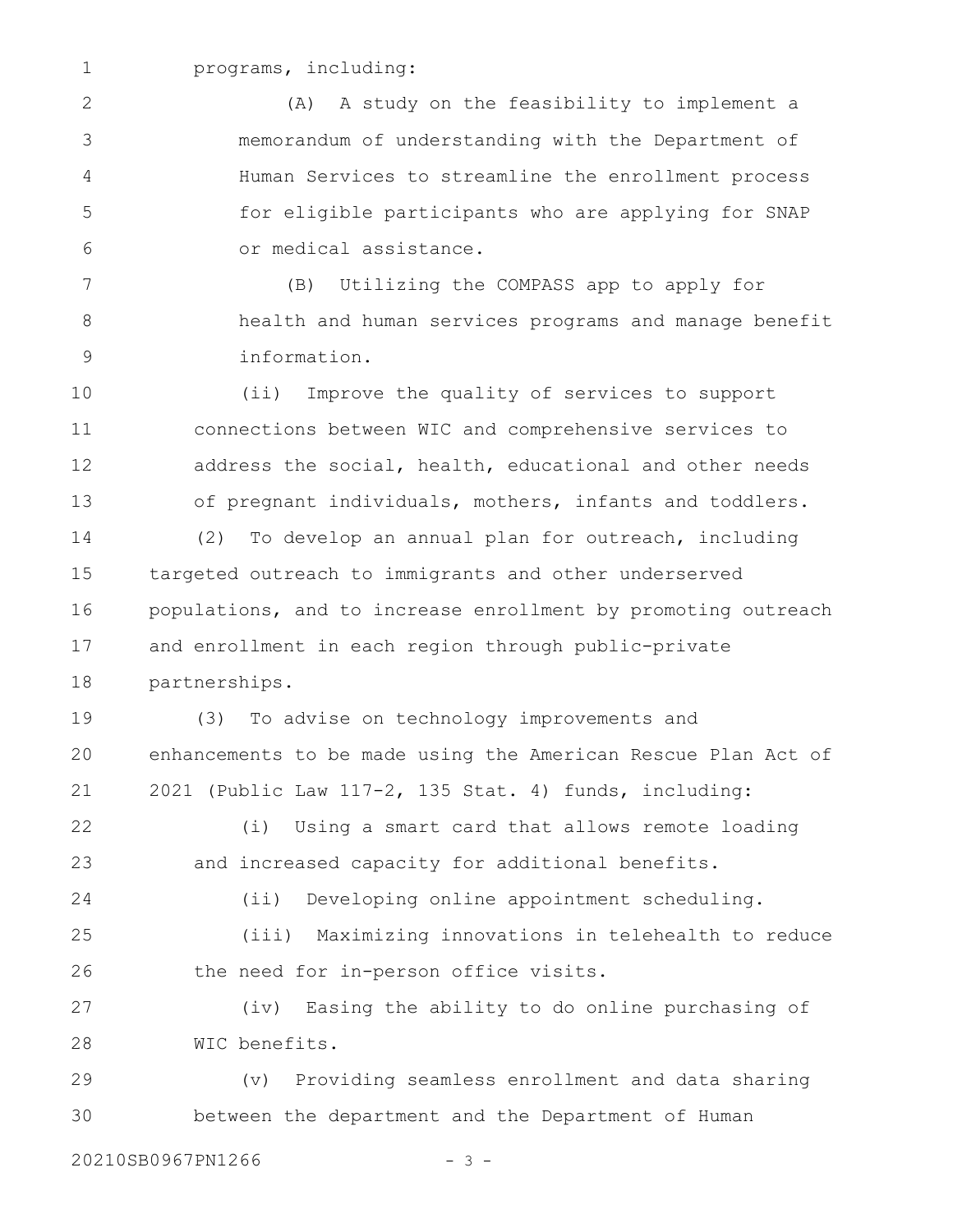programs, including:

(A) A study on the feasibility to implement a memorandum of understanding with the Department of Human Services to streamline the enrollment process for eligible participants who are applying for SNAP or medical assistance.

(B) Utilizing the COMPASS app to apply for health and human services programs and manage benefit information.

(ii) Improve the quality of services to support connections between WIC and comprehensive services to address the social, health, educational and other needs of pregnant individuals, mothers, infants and toddlers.

(2) To develop an annual plan for outreach, including targeted outreach to immigrants and other underserved populations, and to increase enrollment by promoting outreach and enrollment in each region through public-private partnerships.

(3) To advise on technology improvements and enhancements to be made using the American Rescue Plan Act of 2021 (Public Law 117-2, 135 Stat. 4) funds, including:

(i) Using a smart card that allows remote loading and increased capacity for additional benefits.

(ii) Developing online appointment scheduling.

(iii) Maximizing innovations in telehealth to reduce the need for in-person office visits.

(iv) Easing the ability to do online purchasing of WIC benefits.

(v) Providing seamless enrollment and data sharing between the department and the Department of Human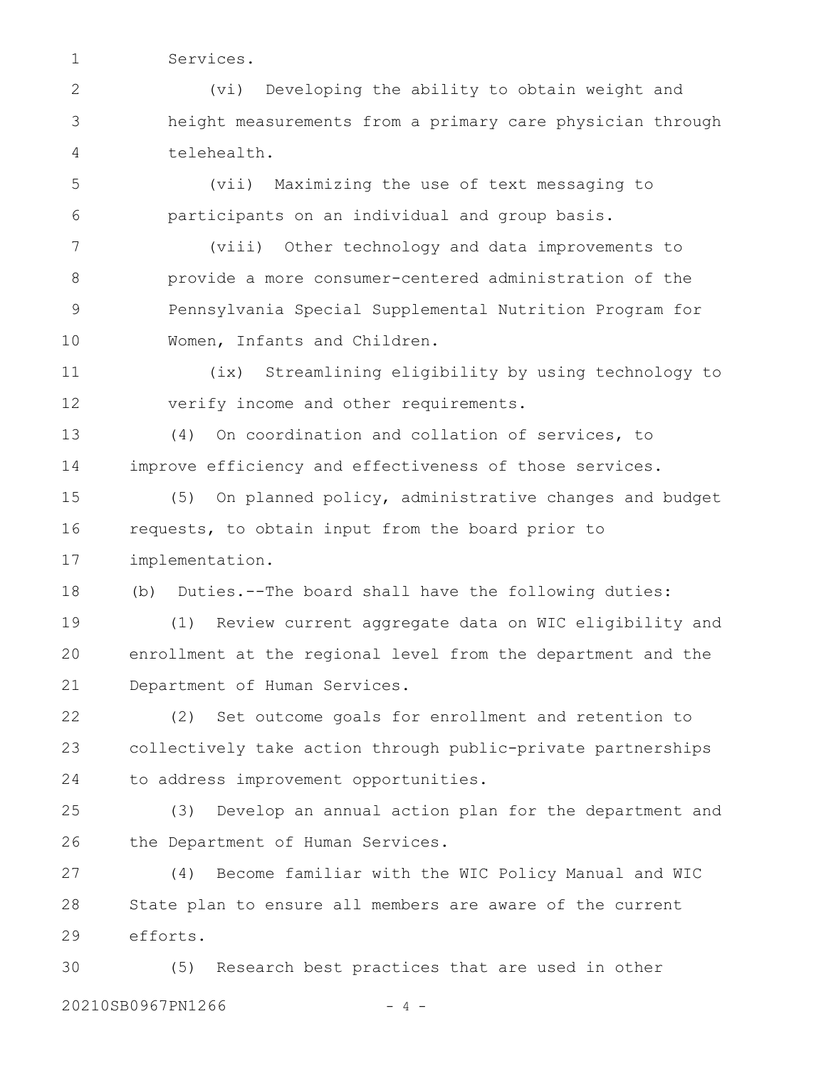Services.

(vi) Developing the ability to obtain weight and height measurements from a primary care physician through telehealth.

(vii) Maximizing the use of text messaging to participants on an individual and group basis.

(viii) Other technology and data improvements to provide a more consumer-centered administration of the Pennsylvania Special Supplemental Nutrition Program for Women, Infants and Children.

(ix) Streamlining eligibility by using technology to verify income and other requirements.

(4) On coordination and collation of services, to improve efficiency and effectiveness of those services.

(5) On planned policy, administrative changes and budget requests, to obtain input from the board prior to implementation.

(b) Duties.--The board shall have the following duties:

(1) Review current aggregate data on WIC eligibility and enrollment at the regional level from the department and the Department of Human Services.

(2) Set outcome goals for enrollment and retention to collectively take action through public-private partnerships to address improvement opportunities.

(3) Develop an annual action plan for the department and the Department of Human Services.

(4) Become familiar with the WIC Policy Manual and WIC State plan to ensure all members are aware of the current efforts.

(5) Research best practices that are used in other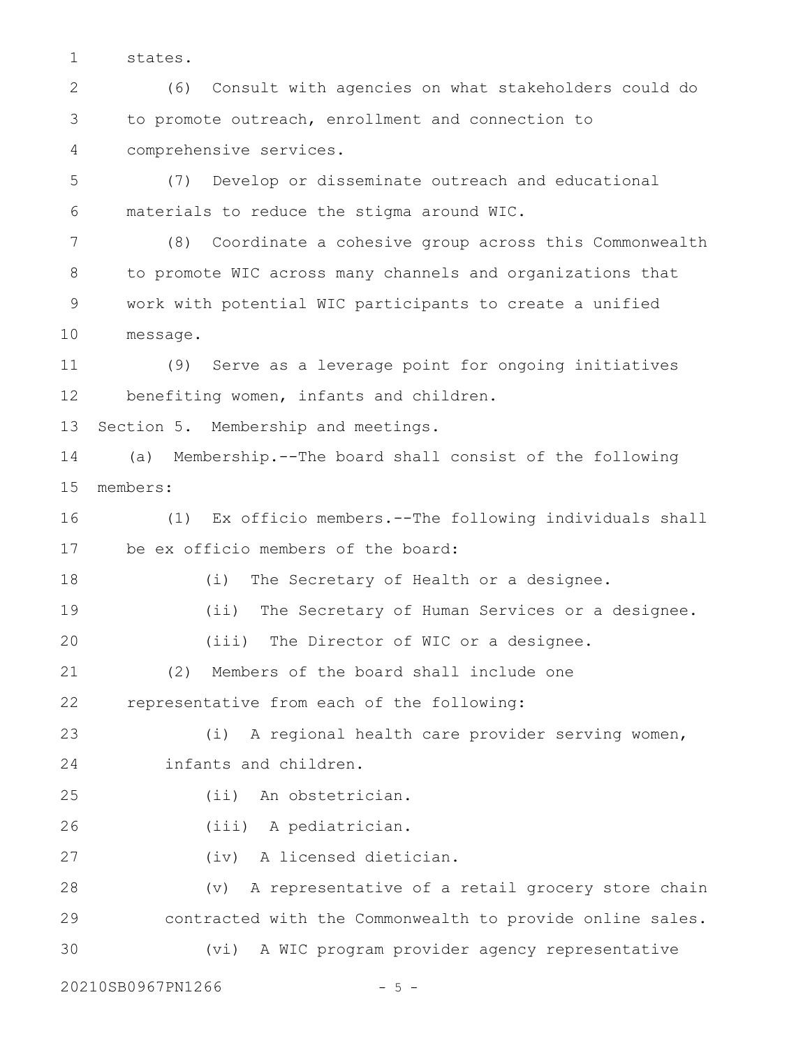states.

(6) Consult with agencies on what stakeholders could do to promote outreach, enrollment and connection to comprehensive services.

(7) Develop or disseminate outreach and educational materials to reduce the stigma around WIC.

(8) Coordinate a cohesive group across this Commonwealth to promote WIC across many channels and organizations that work with potential WIC participants to create a unified message.

(9) Serve as a leverage point for ongoing initiatives benefiting women, infants and children.

Section 5. Membership and meetings.

(a) Membership.--The board shall consist of the following members:

(1) Ex officio members.--The following individuals shall be ex officio members of the board:

(i) The Secretary of Health or a designee.

(ii) The Secretary of Human Services or a designee.

(iii) The Director of WIC or a designee.

(2) Members of the board shall include one representative from each of the following:

(i) A regional health care provider serving women, infants and children.

(ii) An obstetrician.

(iii) A pediatrician.

(iv) A licensed dietician.

(v) A representative of a retail grocery store chain contracted with the Commonwealth to provide online sales.

(vi) A WIC program provider agency representative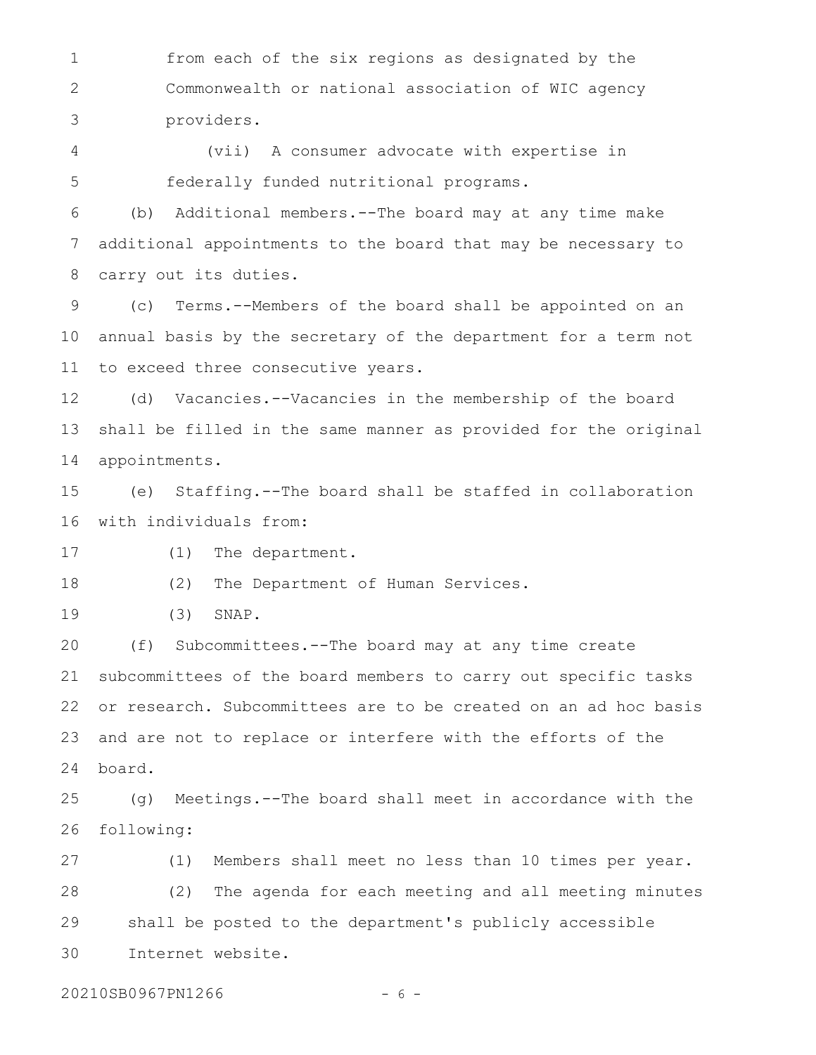from each of the six regions as designated by the Commonwealth or national association of WIC agency providers.

(vii) A consumer advocate with expertise in federally funded nutritional programs.

(b) Additional members.--The board may at any time make additional appointments to the board that may be necessary to carry out its duties.

(c) Terms.--Members of the board shall be appointed on an annual basis by the secretary of the department for a term not to exceed three consecutive years.

(d) Vacancies.--Vacancies in the membership of the board shall be filled in the same manner as provided for the original appointments.

(e) Staffing.--The board shall be staffed in collaboration with individuals from:

(1) The department.

(2) The Department of Human Services.

(3) SNAP.

(f) Subcommittees.--The board may at any time create subcommittees of the board members to carry out specific tasks or research. Subcommittees are to be created on an ad hoc basis and are not to replace or interfere with the efforts of the board.

(g) Meetings.--The board shall meet in accordance with the following:

(1) Members shall meet no less than 10 times per year.

(2) The agenda for each meeting and all meeting minutes shall be posted to the department's publicly accessible Internet website.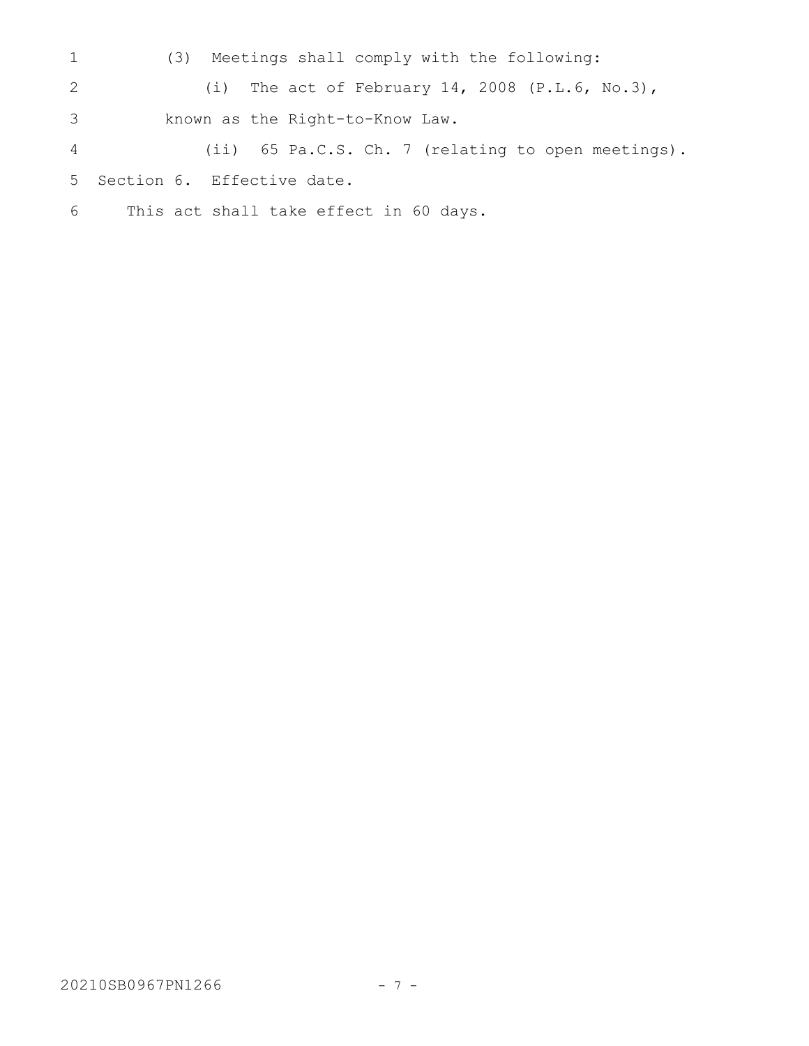(3) Meetings shall comply with the following:

(i) The act of February 14, 2008 (P.L.6, No.3), known as the Right-to-Know Law.

(ii) 65 Pa.C.S. Ch. 7 (relating to open meetings).

Section 6. Effective date.

This act shall take effect in 60 days.